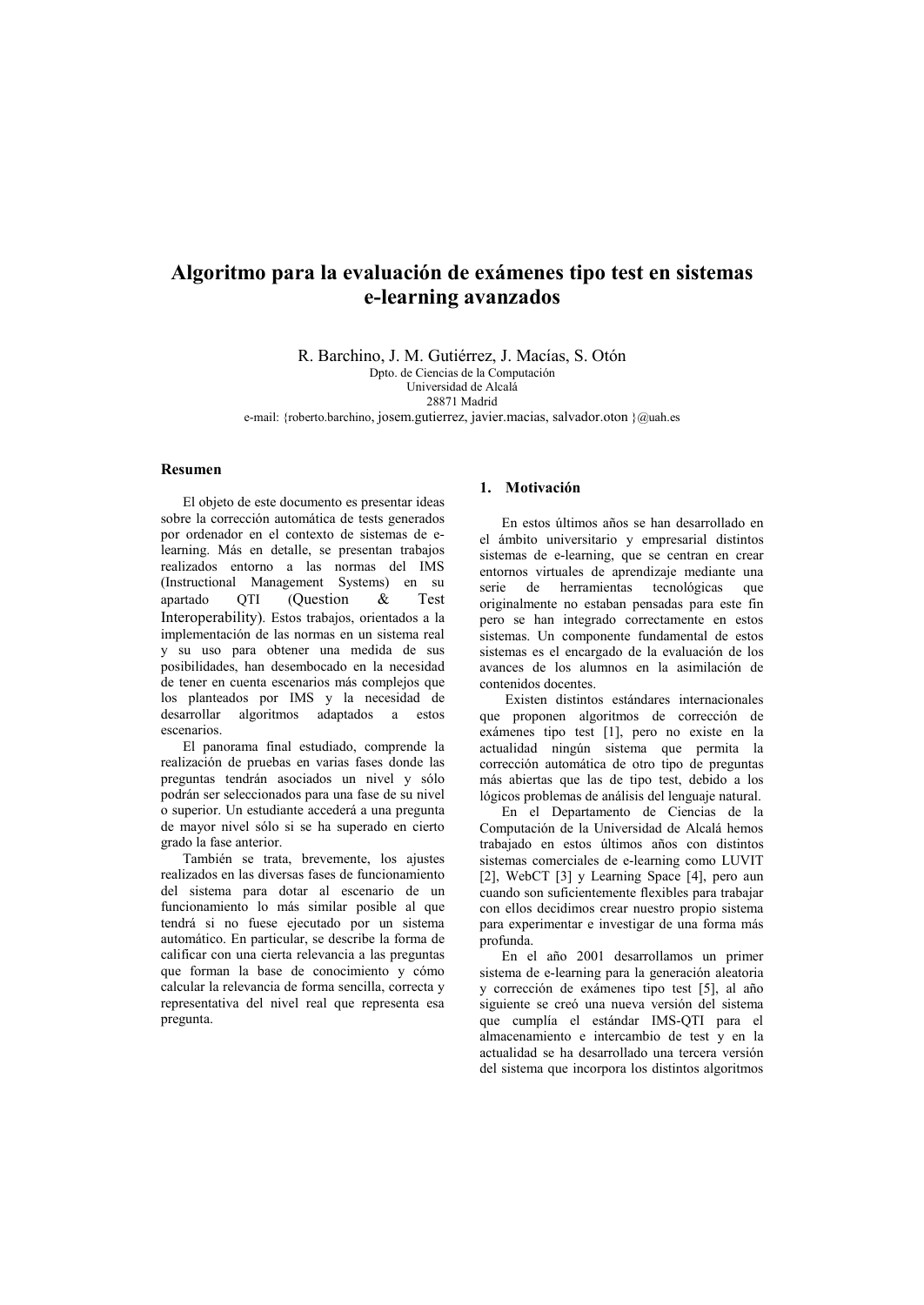# Algoritmo para la evaluación de exámenes tipo test en sistemas e-learning avanzados

R. Barchino, J. M. Gutiérrez, J. Macías, S. Otón

Dpto. de Ciencias de la Computación
Universidad de Alcalá
28871 Madrid
e-mail: {roberto.barchino, josem.gutierrez, javier.macias, salvador.oton }@uah.es

## Resumen

El objeto de este documento es presentar ideas sobre la corrección automática de tests generados por ordenador en el contexto de sistemas de e-learning. Más en detalle, se presentan trabajos realizados entorno a las normas del IMS (Instructional Management Systems) en su apartado QTI (Question & Test Interoperability). Estos trabajos, orientados a la implementación de las normas en un sistema real y su uso para obtener una medida de sus posibilidades, han desembocado en la necesidad de tener en cuenta escenarios más complejos que los planteados por IMS y la necesidad de desarrollar algoritmos adaptados a estos escenarios.

El panorama final estudiado, comprende la realización de pruebas en varias fases donde las preguntas tendrán asociados un nivel y sólo podrán ser seleccionados para una fase de su nivel o superior. Un estudiante accederá a una pregunta de mayor nivel sólo si se ha superado en cierto grado la fase anterior.

También se trata, brevemente, los ajustes realizados en las diversas fases de funcionamiento del sistema para dotar al escenario de un funcionamiento lo más similar posible al que tendrá si no fuese ejecutado por un sistema automático. En particular, se describe la forma de calificar con una cierta relevancia a las preguntas que forman la base de conocimiento y cómo calcular la relevancia de forma sencilla, correcta y representativa del nivel real que representa esa pregunta.

## 1. Motivación

En estos últimos años se han desarrollado en el ámbito universitario y empresarial distintos sistemas de e-learning, que se centran en crear entornos virtuales de aprendizaje mediante una serie de herramientas tecnológicas que originalmente no estaban pensadas para este fin pero se han integrado correctamente en estos sistemas. Un componente fundamental de estos sistemas es el encargado de la evaluación de los avances de los alumnos en la asimilación de contenidos docentes.

Existen distintos estándares internacionales que proponen algoritmos de corrección de exámenes tipo test [1], pero no existe en la actualidad ningún sistema que permita la corrección automática de otro tipo de preguntas más abiertas que las de tipo test, debido a los lógicos problemas de análisis del lenguaje natural.

En el Departamento de Ciencias de la Computación de la Universidad de Alcalá hemos trabajado en estos últimos años con distintos sistemas comerciales de e-learning como LUVIT [2], WebCT [3] y Learning Space [4], pero aun cuando son suficientemente flexibles para trabajar con ellos decidimos crear nuestro propio sistema para experimentar e investigar de una forma más profunda.

En el año 2001 desarrollamos un primer sistema de e-learning para la generación aleatoria y corrección de exámenes tipo test [5], al año siguiente se creó una nueva versión del sistema que cumplía el estándar IMS-QTI para el almacenamiento e intercambio de test y en la actualidad se ha desarrollado una tercera versión del sistema que incorpora los distintos algoritmos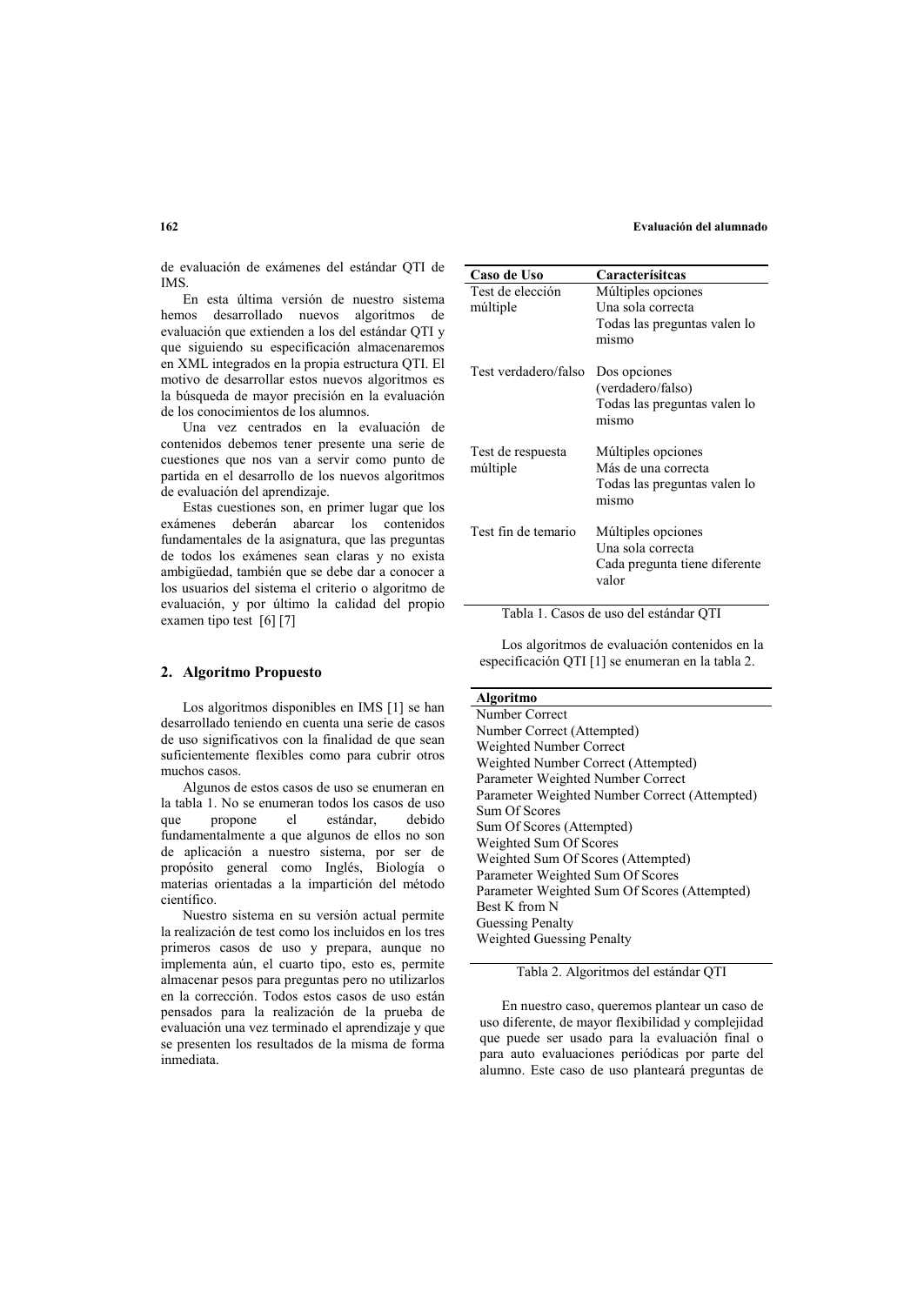de evaluación de exámenes del estándar QTI de IMS.

En esta última versión de nuestro sistema hemos desarrollado nuevos algoritmos de evaluación que extienden a los del estándar QTI y que siguiendo su especificación almacenaremos en XML integrados en la propia estructura QTI. El motivo de desarrollar estos nuevos algoritmos es la búsqueda de mayor precisión en la evaluación de los conocimientos de los alumnos.

Una vez centrados en la evaluación de contenidos debemos tener presente una serie de cuestiones que nos van a servir como punto de partida en el desarrollo de los nuevos algoritmos de evaluación del aprendizaje.

Estas cuestiones son, en primer lugar que los exámenes deberán abarcar los contenidos fundamentales de la asignatura, que las preguntas de todos los exámenes sean claras y no exista ambigüedad, también que se debe dar a conocer a los usuarios del sistema el criterio o algoritmo de evaluación, y por último la calidad del propio examen tipo test [6] [7]

## 2. Algoritmo Propuesto

Los algoritmos disponibles en IMS [1] se han desarrollado teniendo en cuenta una serie de casos de uso significativos con la finalidad de que sean suficientemente flexibles como para cubrir otros muchos casos.

Algunos de estos casos de uso se enumeran en la tabla 1. No se enumeran todos los casos de uso que propone el estándar, debido fundamentalmente a que algunos de ellos no son de aplicación a nuestro sistema, por ser de propósito general como Inglés, Biología o materias orientadas a la impartición del método científico.

Nuestro sistema en su versión actual permite la realización de test como los incluidos en los tres primeros casos de uso y prepara, aunque no implementa aún, el cuarto tipo, esto es, permite almacenar pesos para preguntas pero no utilizarlos en la corrección. Todos estos casos de uso están pensados para la realización de la prueba de evaluación una vez terminado el aprendizaje y que se presenten los resultados de la misma de forma inmediata.

| Caso de Uso | Caracterísitcas |
| --- | --- |
| Test de elección múltiple | Múltiples opciones<br>Una sola correcta<br>Todas las preguntas valen lo mismo |
| Test verdadero/falso | Dos opciones (verdadero/falso)<br>Todas las preguntas valen lo mismo |
| Test de respuesta múltiple | Múltiples opciones<br>Más de una correcta<br>Todas las preguntas valen lo mismo |
| Test fin de temario | Múltiples opciones<br>Una sola correcta<br>Cada pregunta tiene diferente valor |

Tabla 1. Casos de uso del estándar QTI

Los algoritmos de evaluación contenidos en la especificación QTI [1] se enumeran en la tabla 2.

| Algoritmo |
| --- |
| Number Correct |
| Number Correct (Attempted) |
| Weighted Number Correct |
| Weighted Number Correct (Attempted) |
| Parameter Weighted Number Correct |
| Parameter Weighted Number Correct (Attempted) |
| Sum Of Scores |
| Sum Of Scores (Attempted) |
| Weighted Sum Of Scores |
| Weighted Sum Of Scores (Attempted) |
| Parameter Weighted Sum Of Scores |
| Parameter Weighted Sum Of Scores (Attempted) |
| Best K from N |
| Guessing Penalty |
| Weighted Guessing Penalty |

Tabla 2. Algoritmos del estándar QTI

En nuestro caso, queremos plantear un caso de uso diferente, de mayor flexibilidad y complejidad que puede ser usado para la evaluación final o para auto evaluaciones periódicas por parte del alumno. Este caso de uso planteará preguntas de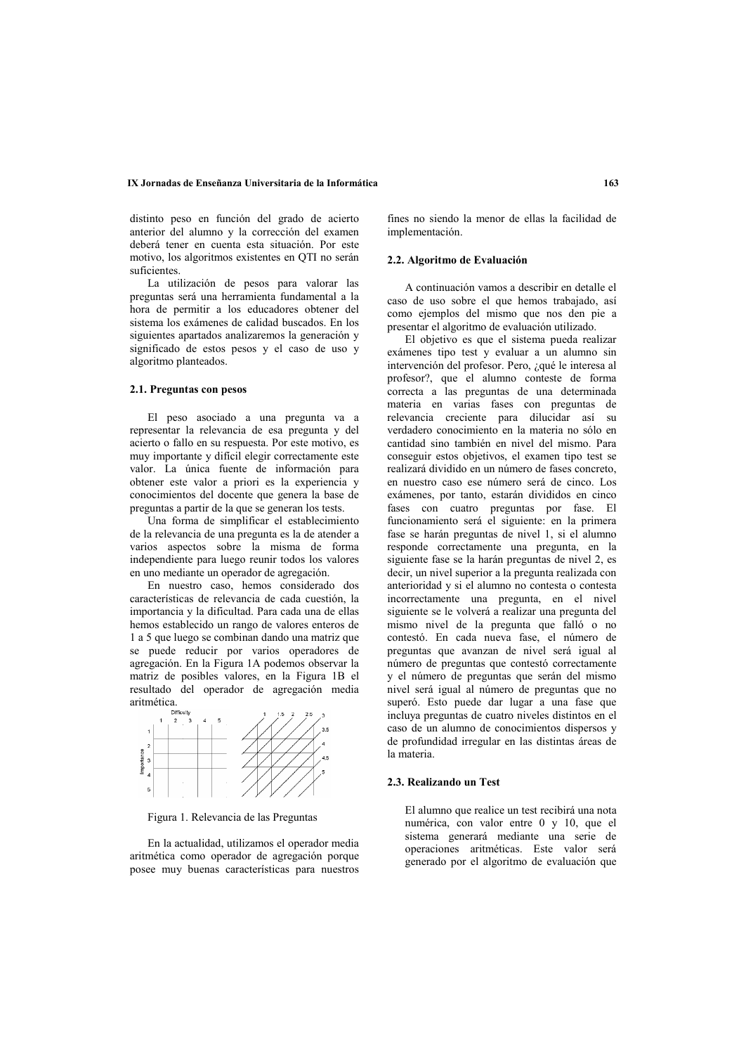distinto peso en función del grado de acierto anterior del alumno y la corrección del examen deberá tener en cuenta esta situación. Por este motivo, los algoritmos existentes en QTI no serán suficientes.

La utilización de pesos para valorar las preguntas será una herramienta fundamental a la hora de permitir a los educadores obtener del sistema los exámenes de calidad buscados. En los siguientes apartados analizaremos la generación y significado de estos pesos y el caso de uso y algoritmo planteados.

### 2.1. Preguntas con pesos

El peso asociado a una pregunta va a representar la relevancia de esa pregunta y del acierto o fallo en su respuesta. Por este motivo, es muy importante y difícil elegir correctamente este valor. La única fuente de información para obtener este valor a priori es la experiencia y conocimientos del docente que genera la base de preguntas a partir de la que se generan los tests.

Una forma de simplificar el establecimiento de la relevancia de una pregunta es la de atender a varios aspectos sobre la misma de forma independiente para luego reunir todos los valores en uno mediante un operador de agregación.

En nuestro caso, hemos considerado dos características de relevancia de cada cuestión, la importancia y la dificultad. Para cada una de ellas hemos establecido un rango de valores enteros de 1 a 5 que luego se combinan dando una matriz que se puede reducir por varios operadores de agregación. En la Figura 1A podemos observar la matriz de posibles valores, en la Figura 1B el resultado del operador de agregación media aritmética.

Figura 1. Relevancia de las Preguntas

En la actualidad, utilizamos el operador media aritmética como operador de agregación porque posee muy buenas características para nuestros fines no siendo la menor de ellas la facilidad de implementación.

### 2.2. Algoritmo de Evaluación

A continuación vamos a describir en detalle el caso de uso sobre el que hemos trabajado, así como ejemplos del mismo que nos den pie a presentar el algoritmo de evaluación utilizado.

El objetivo es que el sistema pueda realizar exámenes tipo test y evaluar a un alumno sin intervención del profesor. Pero, ¿qué le interesa al profesor?, que el alumno conteste de forma correcta a las preguntas de una determinada materia en varias fases con preguntas de relevancia creciente para dilucidar así su verdadero conocimiento en la materia no sólo en cantidad sino también en nivel del mismo. Para conseguir estos objetivos, el examen tipo test se realizará dividido en un número de fases concreto, en nuestro caso ese número será de cinco. Los exámenes, por tanto, estarán divididos en cinco fases con cuatro preguntas por fase. El funcionamiento será el siguiente: en la primera fase se harán preguntas de nivel 1, si el alumno responde correctamente una pregunta, en la siguiente fase se la harán preguntas de nivel 2, es decir, un nivel superior a la pregunta realizada con anterioridad y si el alumno no contesta o contesta incorrectamente una pregunta, en el nivel siguiente se le volverá a realizar una pregunta del mismo nivel de la pregunta que falló o no contestó. En cada nueva fase, el número de preguntas que avanzan de nivel será igual al número de preguntas que contestó correctamente y el número de preguntas que serán del mismo nivel será igual al número de preguntas que no superó. Esto puede dar lugar a una fase que incluya preguntas de cuatro niveles distintos en el caso de un alumno de conocimientos dispersos y de profundidad irregular en las distintas áreas de la materia.

### 2.3. Realizando un Test

El alumno que realice un test recibirá una nota numérica, con valor entre 0 y 10, que el sistema generará mediante una serie de operaciones aritméticas. Este valor será generado por el algoritmo de evaluación que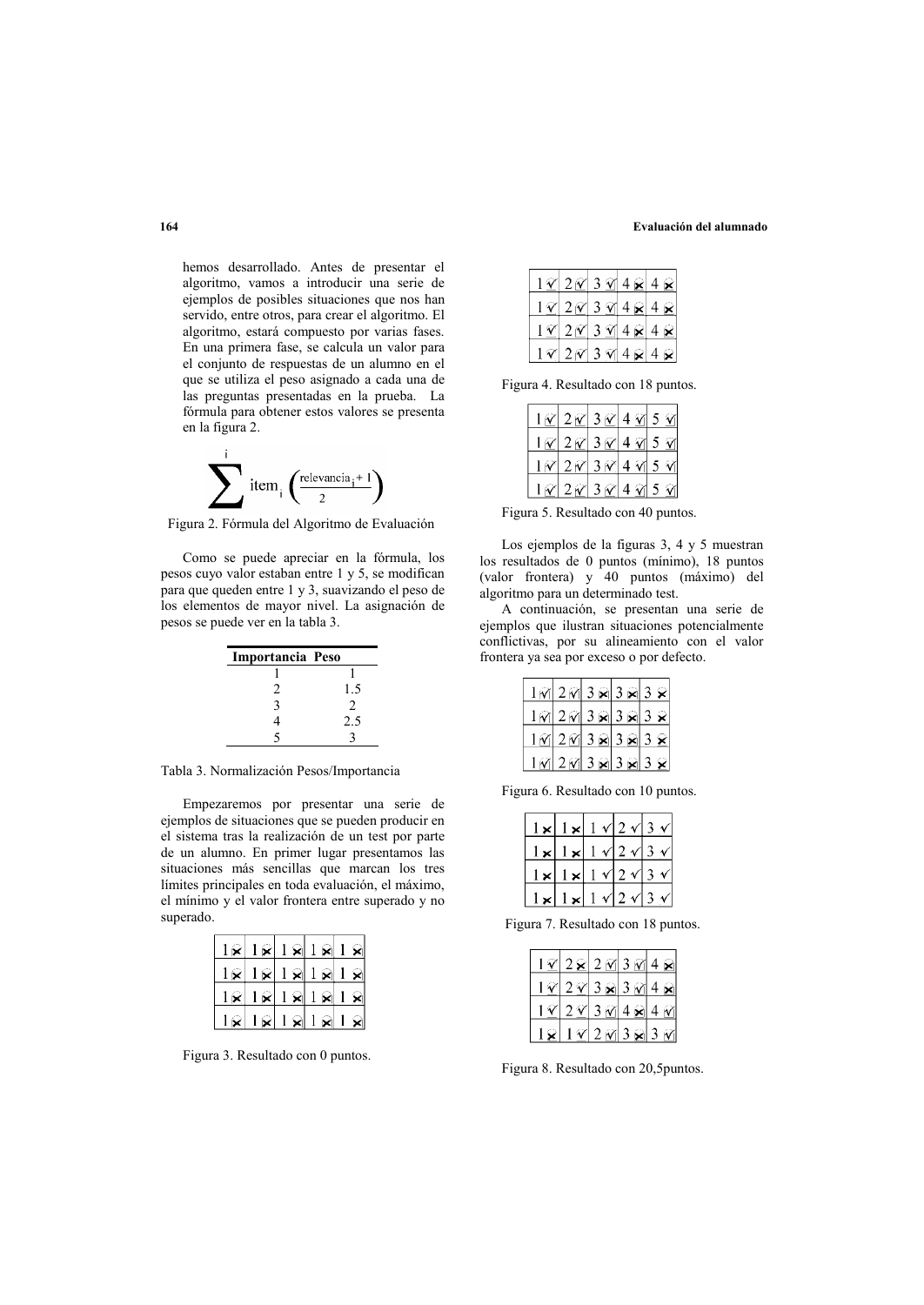hemos desarrollado. Antes de presentar el algoritmo, vamos a introducir una serie de ejemplos de posibles situaciones que nos han servido, entre otros, para crear el algoritmo. El algoritmo, estará compuesto por varias fases. En una primera fase, se calcula un valor para el conjunto de respuestas de un alumno en el que se utiliza el peso asignado a cada una de las preguntas presentadas en la prueba. La fórmula para obtener estos valores se presenta en la figura 2.

$$\sum^{i} \text{item}_i \left( \frac{\text{relevancia}_i + 1}{2} \right)$$

Figura 2. Fórmula del Algoritmo de Evaluación

Como se puede apreciar en la fórmula, los pesos cuyo valor estaban entre 1 y 5, se modifican para que queden entre 1 y 3, suavizando el peso de los elementos de mayor nivel. La asignación de pesos se puede ver en la tabla 3.

| Importancia | Peso |
|---|---|
| 1 | 1 |
| 2 | 1.5 |
| 3 | 2 |
| 4 | 2.5 |
| 5 | 3 |

Tabla 3. Normalización Pesos/Importancia

Empezaremos por presentar una serie de ejemplos de situaciones que se pueden producir en el sistema tras la realización de un test por parte de un alumno. En primer lugar presentamos las situaciones más sencillas que marcan los tres límites principales en toda evaluación, el máximo, el mínimo y el valor frontera entre superado y no superado.

| | | | | |
|---|---|---|---|---|
| 1 ✗ | 1 ✗ | 1 ✗ | 1 ✗ | 1 ✗ |
| 1 ✗ | 1 ✗ | 1 ✗ | 1 ✗ | 1 ✗ |
| 1 ✗ | 1 ✗ | 1 ✗ | 1 ✗ | 1 ✗ |
| 1 ✗ | 1 ✗ | 1 ✗ | 1 ✗ | 1 ✗ |

Figura 3. Resultado con 0 puntos.

| | | | | |
|---|---|---|---|---|
| 1 ✓ | 2 ✓ | 3 ✓ | 4 ✗ | 4 ✗ |
| 1 ✓ | 2 ✓ | 3 ✓ | 4 ✗ | 4 ✗ |
| 1 ✓ | 2 ✓ | 3 ✓ | 4 ✗ | 4 ✗ |
| 1 ✓ | 2 ✓ | 3 ✓ | 4 ✗ | 4 ✗ |

Figura 4. Resultado con 18 puntos.

| | | | | |
|---|---|---|---|---|
| 1 ✓ | 2 ✓ | 3 ✓ | 4 ✓ | 5 ✓ |
| 1 ✓ | 2 ✓ | 3 ✓ | 4 ✓ | 5 ✓ |
| 1 ✓ | 2 ✓ | 3 ✓ | 4 ✓ | 5 ✓ |
| 1 ✓ | 2 ✓ | 3 ✓ | 4 ✓ | 5 ✓ |

Figura 5. Resultado con 40 puntos.

Los ejemplos de la figuras 3, 4 y 5 muestran los resultados de 0 puntos (mínimo), 18 puntos (valor frontera) y 40 puntos (máximo) del algoritmo para un determinado test.

A continuación, se presentan una serie de ejemplos que ilustran situaciones potencialmente conflictivas, por su alineamiento con el valor frontera ya sea por exceso o por defecto.

| | | | | |
|---|---|---|---|---|
| 1 ✓ | 2 ✓ | 3 ✗ | 3 ✗ | 3 ✗ |
| 1 ✓ | 2 ✓ | 3 ✗ | 3 ✗ | 3 ✗ |
| 1 ✓ | 2 ✓ | 3 ✗ | 3 ✗ | 3 ✗ |
| 1 ✓ | 2 ✓ | 3 ✗ | 3 ✗ | 3 ✗ |

Figura 6. Resultado con 10 puntos.

| | | | | |
|---|---|---|---|---|
| 1 ✗ | 1 ✗ | 1 ✓ | 2 ✓ | 3 ✓ |
| 1 ✗ | 1 ✗ | 1 ✓ | 2 ✓ | 3 ✓ |
| 1 ✗ | 1 ✗ | 1 ✓ | 2 ✓ | 3 ✓ |
| 1 ✗ | 1 ✗ | 1 ✓ | 2 ✓ | 3 ✓ |

Figura 7. Resultado con 18 puntos.

| | | | | |
|---|---|---|---|---|
| 1 ✓ | 2 ✗ | 2 ✓ | 3 ✓ | 4 ✗ |
| 1 ✓ | 2 ✓ | 3 ✗ | 3 ✓ | 4 ✗ |
| 1 ✓ | 2 ✓ | 3 ✓ | 4 ✗ | 4 ✓ |
| 1 ✗ | 1 ✓ | 2 ✓ | 3 ✗ | 3 ✓ |

Figura 8. Resultado con 20,5puntos.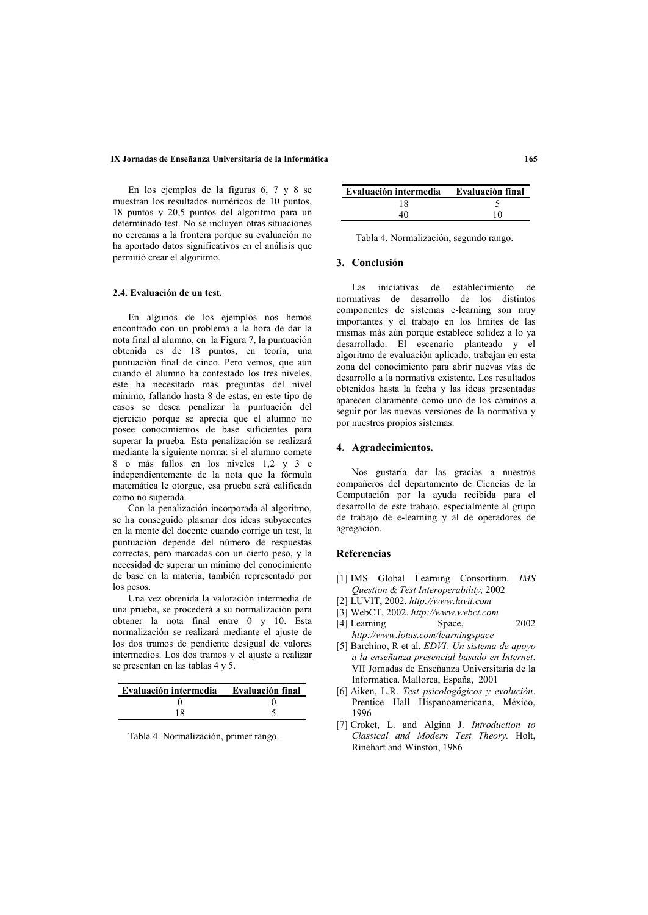En los ejemplos de la figuras 6, 7 y 8 se muestran los resultados numéricos de 10 puntos, 18 puntos y 20,5 puntos del algoritmo para un determinado test. No se incluyen otras situaciones no cercanas a la frontera porque su evaluación no ha aportado datos significativos en el análisis que permitió crear el algoritmo.

### 2.4. Evaluación de un test.

En algunos de los ejemplos nos hemos encontrado con un problema a la hora de dar la nota final al alumno, en la Figura 7, la puntuación obtenida es de 18 puntos, en teoría, una puntuación final de cinco. Pero vemos, que aún cuando el alumno ha contestado los tres niveles, éste ha necesitado más preguntas del nivel mínimo, fallando hasta 8 de estas, en este tipo de casos se desea penalizar la puntuación del ejercicio porque se aprecia que el alumno no posee conocimientos de base suficientes para superar la prueba. Esta penalización se realizará mediante la siguiente norma: si el alumno comete 8 o más fallos en los niveles 1,2 y 3 e independientemente de la nota que la fórmula matemática le otorgue, esa prueba será calificada como no superada.

Con la penalización incorporada al algoritmo, se ha conseguido plasmar dos ideas subyacentes en la mente del docente cuando corrige un test, la puntuación depende del número de respuestas correctas, pero marcadas con un cierto peso, y la necesidad de superar un mínimo del conocimiento de base en la materia, también representado por los pesos.

Una vez obtenida la valoración intermedia de una prueba, se procederá a su normalización para obtener la nota final entre 0 y 10. Esta normalización se realizará mediante el ajuste de los dos tramos de pendiente desigual de valores intermedios. Los dos tramos y el ajuste a realizar se presentan en las tablas 4 y 5.

| Evaluación intermedia | Evaluación final |
|---|---|
| 0 | 0 |
| 18 | 5 |

Tabla 4. Normalización, primer rango.

| Evaluación intermedia | Evaluación final |
|---|---|
| 18 | 5 |
| 40 | 10 |

Tabla 4. Normalización, segundo rango.

## 3. Conclusión

Las iniciativas de establecimiento de normativas de desarrollo de los distintos componentes de sistemas e-learning son muy importantes y el trabajo en los límites de las mismas más aún porque establece solidez a lo ya desarrollado. El escenario planteado y el algoritmo de evaluación aplicado, trabajan en esta zona del conocimiento para abrir nuevas vías de desarrollo a la normativa existente. Los resultados obtenidos hasta la fecha y las ideas presentadas aparecen claramente como uno de los caminos a seguir por las nuevas versiones de la normativa y por nuestros propios sistemas.

## 4. Agradecimientos.

Nos gustaría dar las gracias a nuestros compañeros del departamento de Ciencias de la Computación por la ayuda recibida para el desarrollo de este trabajo, especialmente al grupo de trabajo de e-learning y al de operadores de agregación.

## Referencias

[1] IMS Global Learning Consortium. *IMS Question & Test Interoperability,* 2002

[2] LUVIT, 2002. *http://www.luvit.com*

[3] WebCT, 2002. *http://www.webct.com*

[4] Learning Space, 2002 *http://www.lotus.com/learningspace*

[5] Barchino, R et al. *EDVI: Un sistema de apoyo a la enseñanza presencial basado en Internet*. VII Jornadas de Enseñanza Universitaria de la Informática. Mallorca, España, 2001

[6] Aiken, L.R. *Test psicológicos y evolución*. Prentice Hall Hispanoamericana, México, 1996

[7] Croket, L. and Algina J. *Introduction to Classical and Modern Test Theory.* Holt, Rinehart and Winston, 1986